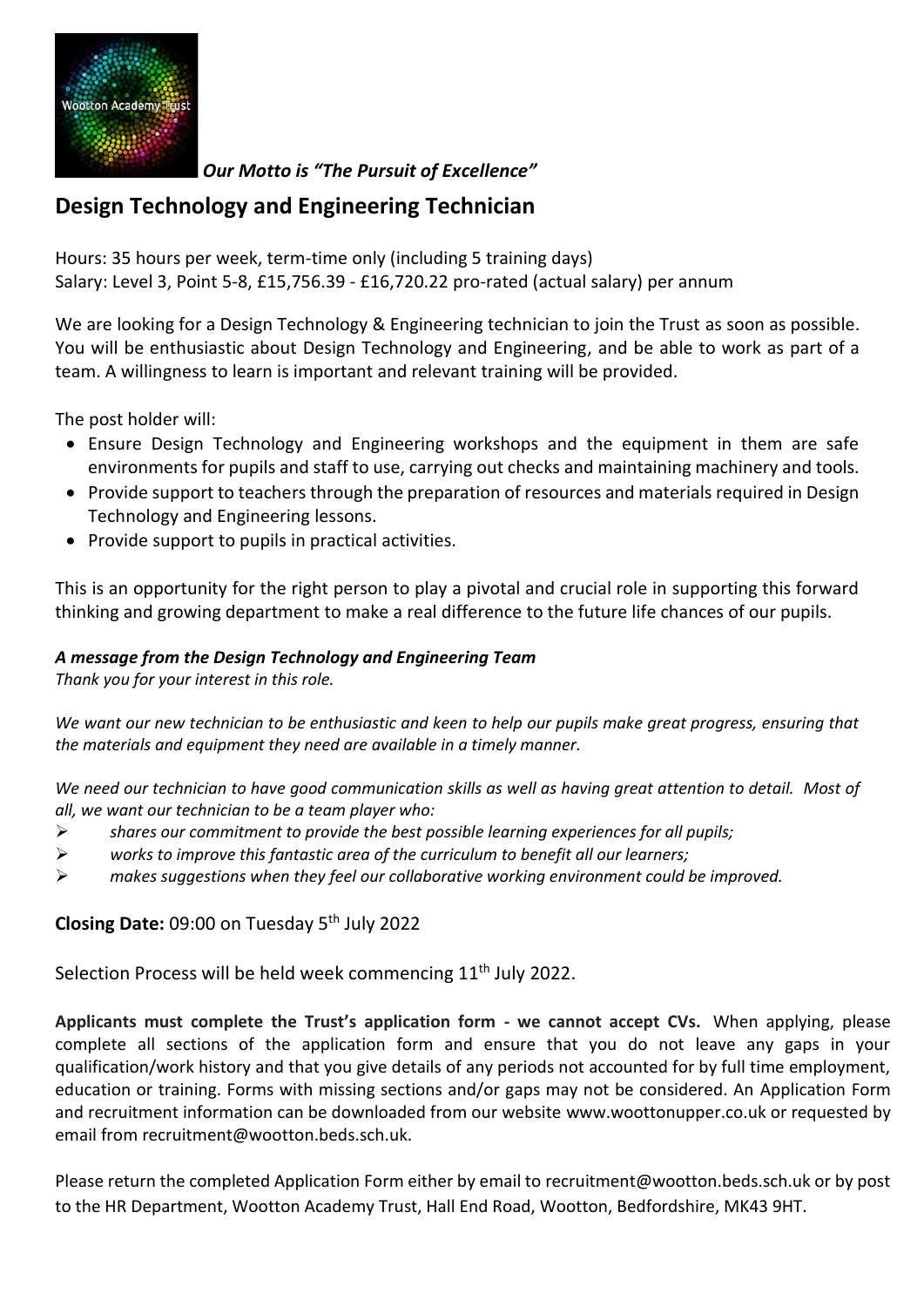***Our Motto is "The Pursuit of Excellence"***

## Design Technology and Engineering Technician

Hours: 35 hours per week, term-time only (including 5 training days)
Salary: Level 3, Point 5-8, £15,756.39 - £16,720.22 pro-rated (actual salary) per annum

We are looking for a Design Technology & Engineering technician to join the Trust as soon as possible. You will be enthusiastic about Design Technology and Engineering, and be able to work as part of a team. A willingness to learn is important and relevant training will be provided.

The post holder will:

- Ensure Design Technology and Engineering workshops and the equipment in them are safe environments for pupils and staff to use, carrying out checks and maintaining machinery and tools.
- Provide support to teachers through the preparation of resources and materials required in Design Technology and Engineering lessons.
- Provide support to pupils in practical activities.

This is an opportunity for the right person to play a pivotal and crucial role in supporting this forward thinking and growing department to make a real difference to the future life chances of our pupils.

***A message from the Design Technology and Engineering Team***

*Thank you for your interest in this role.*

*We want our new technician to be enthusiastic and keen to help our pupils make great progress, ensuring that the materials and equipment they need are available in a timely manner.*

*We need our technician to have good communication skills as well as having great attention to detail. Most of all, we want our technician to be a team player who:*

- *shares our commitment to provide the best possible learning experiences for all pupils;*
- *works to improve this fantastic area of the curriculum to benefit all our learners;*
- *makes suggestions when they feel our collaborative working environment could be improved.*

**Closing Date:** 09:00 on Tuesday 5th July 2022

Selection Process will be held week commencing 11th July 2022.

**Applicants must complete the Trust's application form - we cannot accept CVs.** When applying, please complete all sections of the application form and ensure that you do not leave any gaps in your qualification/work history and that you give details of any periods not accounted for by full time employment, education or training. Forms with missing sections and/or gaps may not be considered. An Application Form and recruitment information can be downloaded from our website www.woottonupper.co.uk or requested by email from recruitment@wootton.beds.sch.uk.

Please return the completed Application Form either by email to recruitment@wootton.beds.sch.uk or by post to the HR Department, Wootton Academy Trust, Hall End Road, Wootton, Bedfordshire, MK43 9HT.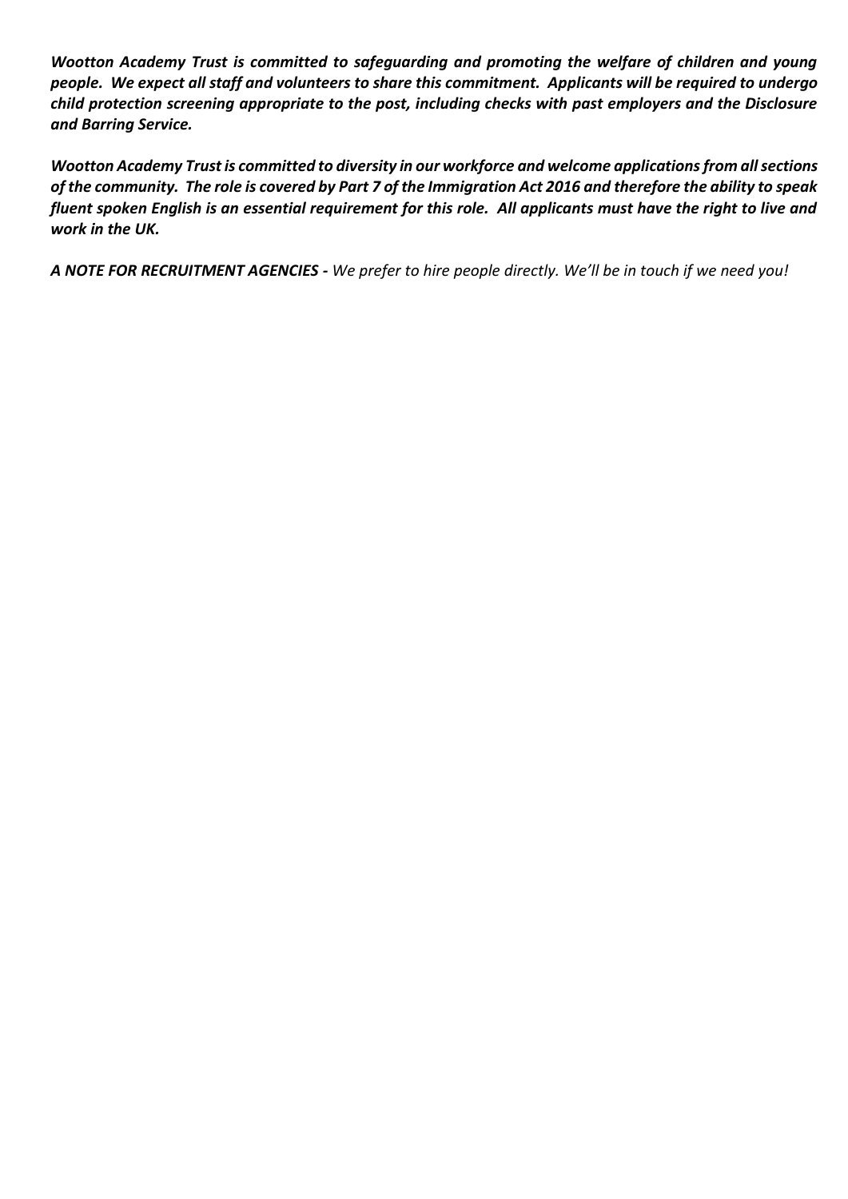***Wootton Academy Trust is committed to safeguarding and promoting the welfare of children and young people. We expect all staff and volunteers to share this commitment. Applicants will be required to undergo child protection screening appropriate to the post, including checks with past employers and the Disclosure and Barring Service.***

***Wootton Academy Trust is committed to diversity in our workforce and welcome applications from all sections of the community. The role is covered by Part 7 of the Immigration Act 2016 and therefore the ability to speak fluent spoken English is an essential requirement for this role. All applicants must have the right to live and work in the UK.***

***A NOTE FOR RECRUITMENT AGENCIES -*** *We prefer to hire people directly. We'll be in touch if we need you!*